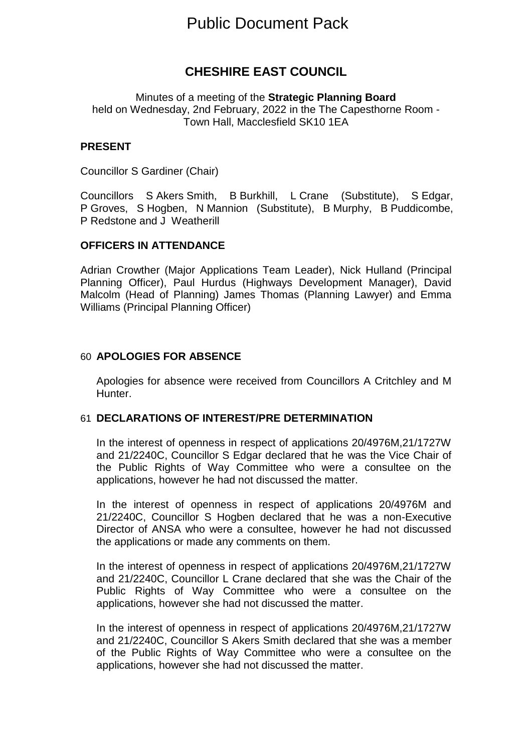# Public Document Pack

## CHESHIRE EAST COUNCIL

Minutes of a meeting of the **Strategic Planning Board** held on Wednesday, 2nd February, 2022 in the The Capesthorne Room - Town Hall, Macclesfield SK10 1EA

### PRESENT

Councillor S Gardiner (Chair)

Councillors S Akers Smith, B Burkhill, L Crane (Substitute), S Edgar, P Groves, S Hogben, N Mannion (Substitute), B Murphy, B Puddicombe, P Redstone and J Weatherill

### OFFICERS IN ATTENDANCE

Adrian Crowther (Major Applications Team Leader), Nick Hulland (Principal Planning Officer), Paul Hurdus (Highways Development Manager), David Malcolm (Head of Planning) James Thomas (Planning Lawyer) and Emma Williams (Principal Planning Officer)

### 60 APOLOGIES FOR ABSENCE

Apologies for absence were received from Councillors A Critchley and M Hunter.

### 61 DECLARATIONS OF INTEREST/PRE DETERMINATION

In the interest of openness in respect of applications 20/4976M,21/1727W and 21/2240C, Councillor S Edgar declared that he was the Vice Chair of the Public Rights of Way Committee who were a consultee on the applications, however he had not discussed the matter.

In the interest of openness in respect of applications 20/4976M and 21/2240C, Councillor S Hogben declared that he was a non-Executive Director of ANSA who were a consultee, however he had not discussed the applications or made any comments on them.

In the interest of openness in respect of applications 20/4976M,21/1727W and 21/2240C, Councillor L Crane declared that she was the Chair of the Public Rights of Way Committee who were a consultee on the applications, however she had not discussed the matter.

In the interest of openness in respect of applications 20/4976M,21/1727W and 21/2240C, Councillor S Akers Smith declared that she was a member of the Public Rights of Way Committee who were a consultee on the applications, however she had not discussed the matter.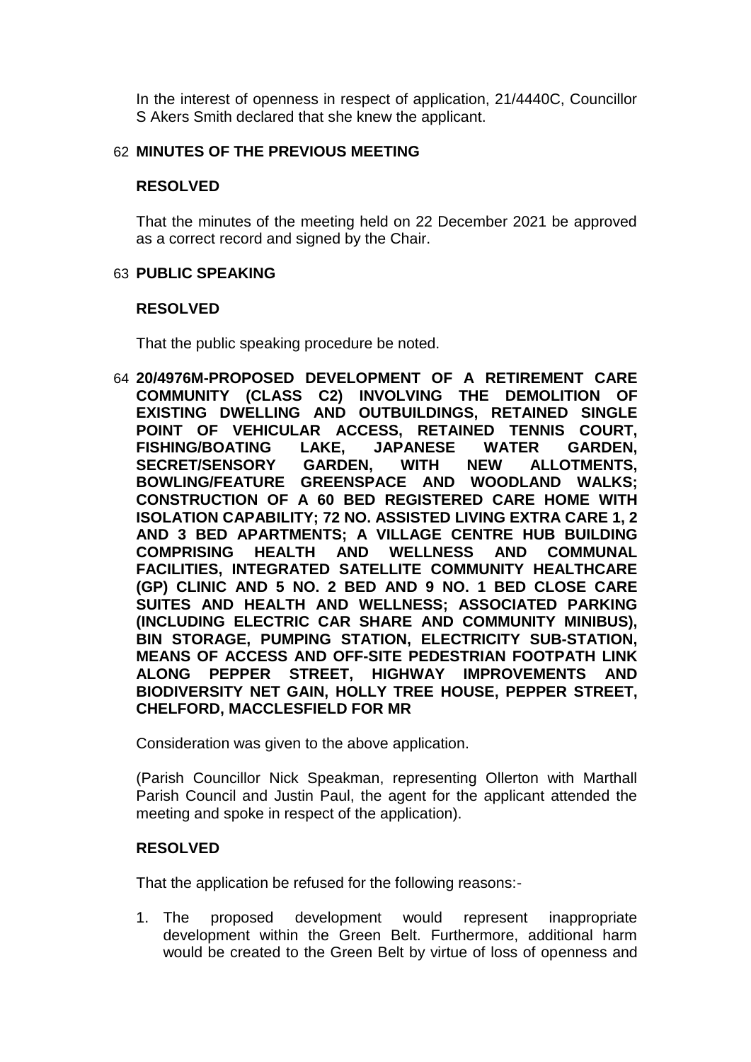In the interest of openness in respect of application, 21/4440C, Councillor S Akers Smith declared that she knew the applicant.

## 62 MINUTES OF THE PREVIOUS MEETING

**RESOLVED**

That the minutes of the meeting held on 22 December 2021 be approved as a correct record and signed by the Chair.

## 63 PUBLIC SPEAKING

**RESOLVED**

That the public speaking procedure be noted.

## 64 20/4976M-PROPOSED DEVELOPMENT OF A RETIREMENT CARE COMMUNITY (CLASS C2) INVOLVING THE DEMOLITION OF EXISTING DWELLING AND OUTBUILDINGS, RETAINED SINGLE POINT OF VEHICULAR ACCESS, RETAINED TENNIS COURT, FISHING/BOATING LAKE, JAPANESE WATER GARDEN, SECRET/SENSORY GARDEN, WITH NEW ALLOTMENTS, BOWLING/FEATURE GREENSPACE AND WOODLAND WALKS; CONSTRUCTION OF A 60 BED REGISTERED CARE HOME WITH ISOLATION CAPABILITY; 72 NO. ASSISTED LIVING EXTRA CARE 1, 2 AND 3 BED APARTMENTS; A VILLAGE CENTRE HUB BUILDING COMPRISING HEALTH AND WELLNESS AND COMMUNAL FACILITIES, INTEGRATED SATELLITE COMMUNITY HEALTHCARE (GP) CLINIC AND 5 NO. 2 BED AND 9 NO. 1 BED CLOSE CARE SUITES AND HEALTH AND WELLNESS; ASSOCIATED PARKING (INCLUDING ELECTRIC CAR SHARE AND COMMUNITY MINIBUS), BIN STORAGE, PUMPING STATION, ELECTRICITY SUB-STATION, MEANS OF ACCESS AND OFF-SITE PEDESTRIAN FOOTPATH LINK ALONG PEPPER STREET, HIGHWAY IMPROVEMENTS AND BIODIVERSITY NET GAIN, HOLLY TREE HOUSE, PEPPER STREET, CHELFORD, MACCLESFIELD FOR MR

Consideration was given to the above application.

(Parish Councillor Nick Speakman, representing Ollerton with Marthall Parish Council and Justin Paul, the agent for the applicant attended the meeting and spoke in respect of the application).

**RESOLVED**

That the application be refused for the following reasons:-

1. The proposed development would represent inappropriate development within the Green Belt. Furthermore, additional harm would be created to the Green Belt by virtue of loss of openness and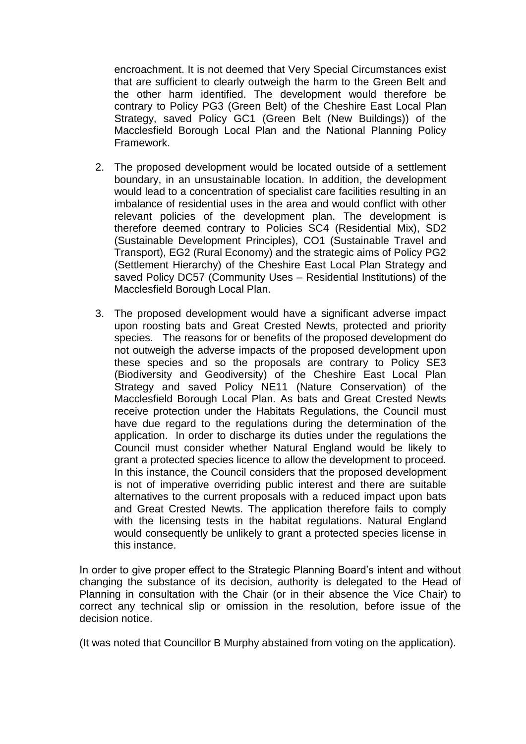encroachment. It is not deemed that Very Special Circumstances exist that are sufficient to clearly outweigh the harm to the Green Belt and the other harm identified. The development would therefore be contrary to Policy PG3 (Green Belt) of the Cheshire East Local Plan Strategy, saved Policy GC1 (Green Belt (New Buildings)) of the Macclesfield Borough Local Plan and the National Planning Policy Framework.

2. The proposed development would be located outside of a settlement boundary, in an unsustainable location. In addition, the development would lead to a concentration of specialist care facilities resulting in an imbalance of residential uses in the area and would conflict with other relevant policies of the development plan. The development is therefore deemed contrary to Policies SC4 (Residential Mix), SD2 (Sustainable Development Principles), CO1 (Sustainable Travel and Transport), EG2 (Rural Economy) and the strategic aims of Policy PG2 (Settlement Hierarchy) of the Cheshire East Local Plan Strategy and saved Policy DC57 (Community Uses – Residential Institutions) of the Macclesfield Borough Local Plan.

3. The proposed development would have a significant adverse impact upon roosting bats and Great Crested Newts, protected and priority species. The reasons for or benefits of the proposed development do not outweigh the adverse impacts of the proposed development upon these species and so the proposals are contrary to Policy SE3 (Biodiversity and Geodiversity) of the Cheshire East Local Plan Strategy and saved Policy NE11 (Nature Conservation) of the Macclesfield Borough Local Plan. As bats and Great Crested Newts receive protection under the Habitats Regulations, the Council must have due regard to the regulations during the determination of the application. In order to discharge its duties under the regulations the Council must consider whether Natural England would be likely to grant a protected species licence to allow the development to proceed. In this instance, the Council considers that the proposed development is not of imperative overriding public interest and there are suitable alternatives to the current proposals with a reduced impact upon bats and Great Crested Newts. The application therefore fails to comply with the licensing tests in the habitat regulations. Natural England would consequently be unlikely to grant a protected species license in this instance.

In order to give proper effect to the Strategic Planning Board's intent and without changing the substance of its decision, authority is delegated to the Head of Planning in consultation with the Chair (or in their absence the Vice Chair) to correct any technical slip or omission in the resolution, before issue of the decision notice.

(It was noted that Councillor B Murphy abstained from voting on the application).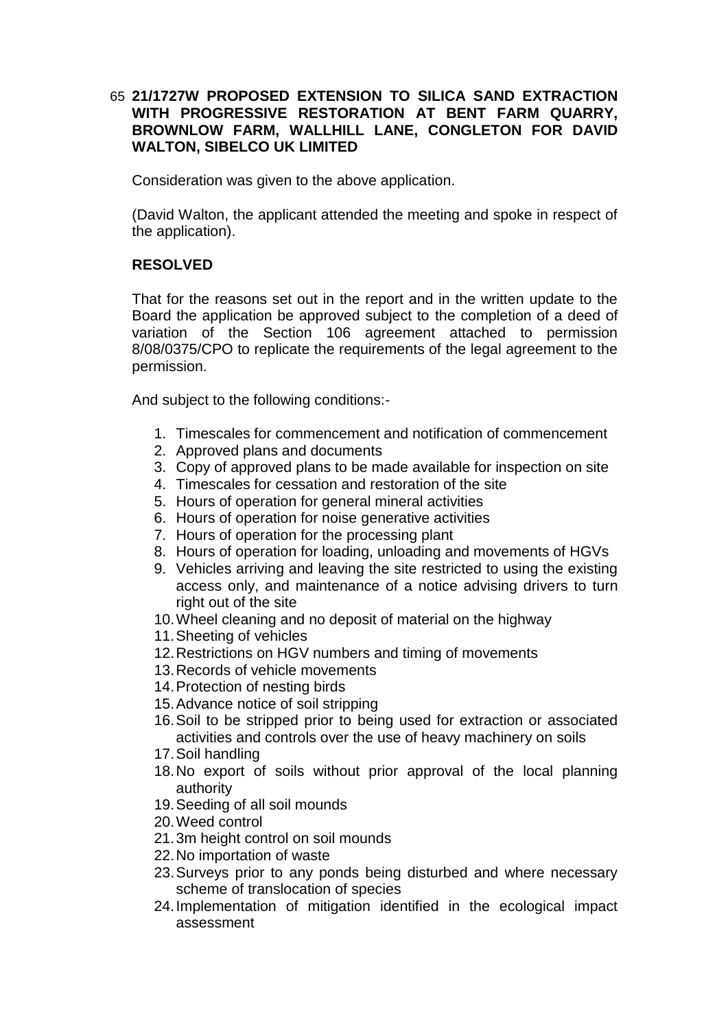65 **21/1727W PROPOSED EXTENSION TO SILICA SAND EXTRACTION WITH PROGRESSIVE RESTORATION AT BENT FARM QUARRY, BROWNLOW FARM, WALLHILL LANE, CONGLETON FOR DAVID WALTON, SIBELCO UK LIMITED**

Consideration was given to the above application.

(David Walton, the applicant attended the meeting and spoke in respect of the application).

**RESOLVED**

That for the reasons set out in the report and in the written update to the Board the application be approved subject to the completion of a deed of variation of the Section 106 agreement attached to permission 8/08/0375/CPO to replicate the requirements of the legal agreement to the permission.

And subject to the following conditions:-

1. Timescales for commencement and notification of commencement
2. Approved plans and documents
3. Copy of approved plans to be made available for inspection on site
4. Timescales for cessation and restoration of the site
5. Hours of operation for general mineral activities
6. Hours of operation for noise generative activities
7. Hours of operation for the processing plant
8. Hours of operation for loading, unloading and movements of HGVs
9. Vehicles arriving and leaving the site restricted to using the existing access only, and maintenance of a notice advising drivers to turn right out of the site
10. Wheel cleaning and no deposit of material on the highway
11. Sheeting of vehicles
12. Restrictions on HGV numbers and timing of movements
13. Records of vehicle movements
14. Protection of nesting birds
15. Advance notice of soil stripping
16. Soil to be stripped prior to being used for extraction or associated activities and controls over the use of heavy machinery on soils
17. Soil handling
18. No export of soils without prior approval of the local planning authority
19. Seeding of all soil mounds
20. Weed control
21. 3m height control on soil mounds
22. No importation of waste
23. Surveys prior to any ponds being disturbed and where necessary scheme of translocation of species
24. Implementation of mitigation identified in the ecological impact assessment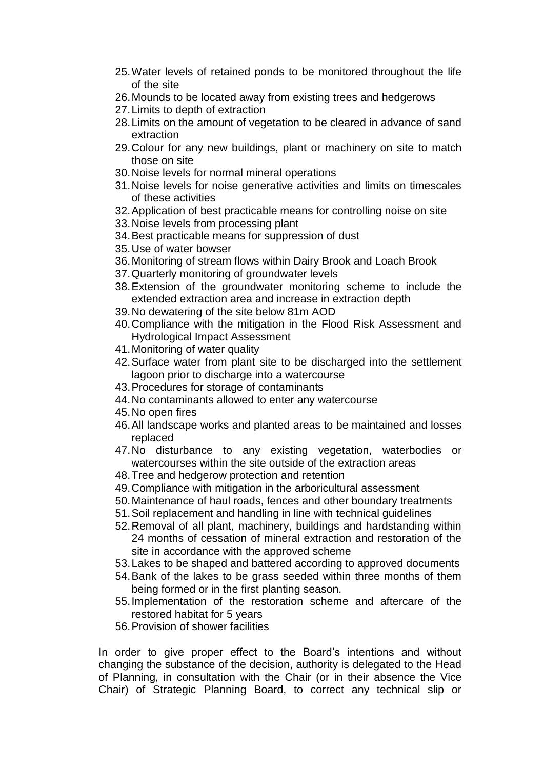25. Water levels of retained ponds to be monitored throughout the life of the site
26. Mounds to be located away from existing trees and hedgerows
27. Limits to depth of extraction
28. Limits on the amount of vegetation to be cleared in advance of sand extraction
29. Colour for any new buildings, plant or machinery on site to match those on site
30. Noise levels for normal mineral operations
31. Noise levels for noise generative activities and limits on timescales of these activities
32. Application of best practicable means for controlling noise on site
33. Noise levels from processing plant
34. Best practicable means for suppression of dust
35. Use of water bowser
36. Monitoring of stream flows within Dairy Brook and Loach Brook
37. Quarterly monitoring of groundwater levels
38. Extension of the groundwater monitoring scheme to include the extended extraction area and increase in extraction depth
39. No dewatering of the site below 81m AOD
40. Compliance with the mitigation in the Flood Risk Assessment and Hydrological Impact Assessment
41. Monitoring of water quality
42. Surface water from plant site to be discharged into the settlement lagoon prior to discharge into a watercourse
43. Procedures for storage of contaminants
44. No contaminants allowed to enter any watercourse
45. No open fires
46. All landscape works and planted areas to be maintained and losses replaced
47. No disturbance to any existing vegetation, waterbodies or watercourses within the site outside of the extraction areas
48. Tree and hedgerow protection and retention
49. Compliance with mitigation in the arboricultural assessment
50. Maintenance of haul roads, fences and other boundary treatments
51. Soil replacement and handling in line with technical guidelines
52. Removal of all plant, machinery, buildings and hardstanding within 24 months of cessation of mineral extraction and restoration of the site in accordance with the approved scheme
53. Lakes to be shaped and battered according to approved documents
54. Bank of the lakes to be grass seeded within three months of them being formed or in the first planting season.
55. Implementation of the restoration scheme and aftercare of the restored habitat for 5 years
56. Provision of shower facilities

In order to give proper effect to the Board's intentions and without changing the substance of the decision, authority is delegated to the Head of Planning, in consultation with the Chair (or in their absence the Vice Chair) of Strategic Planning Board, to correct any technical slip or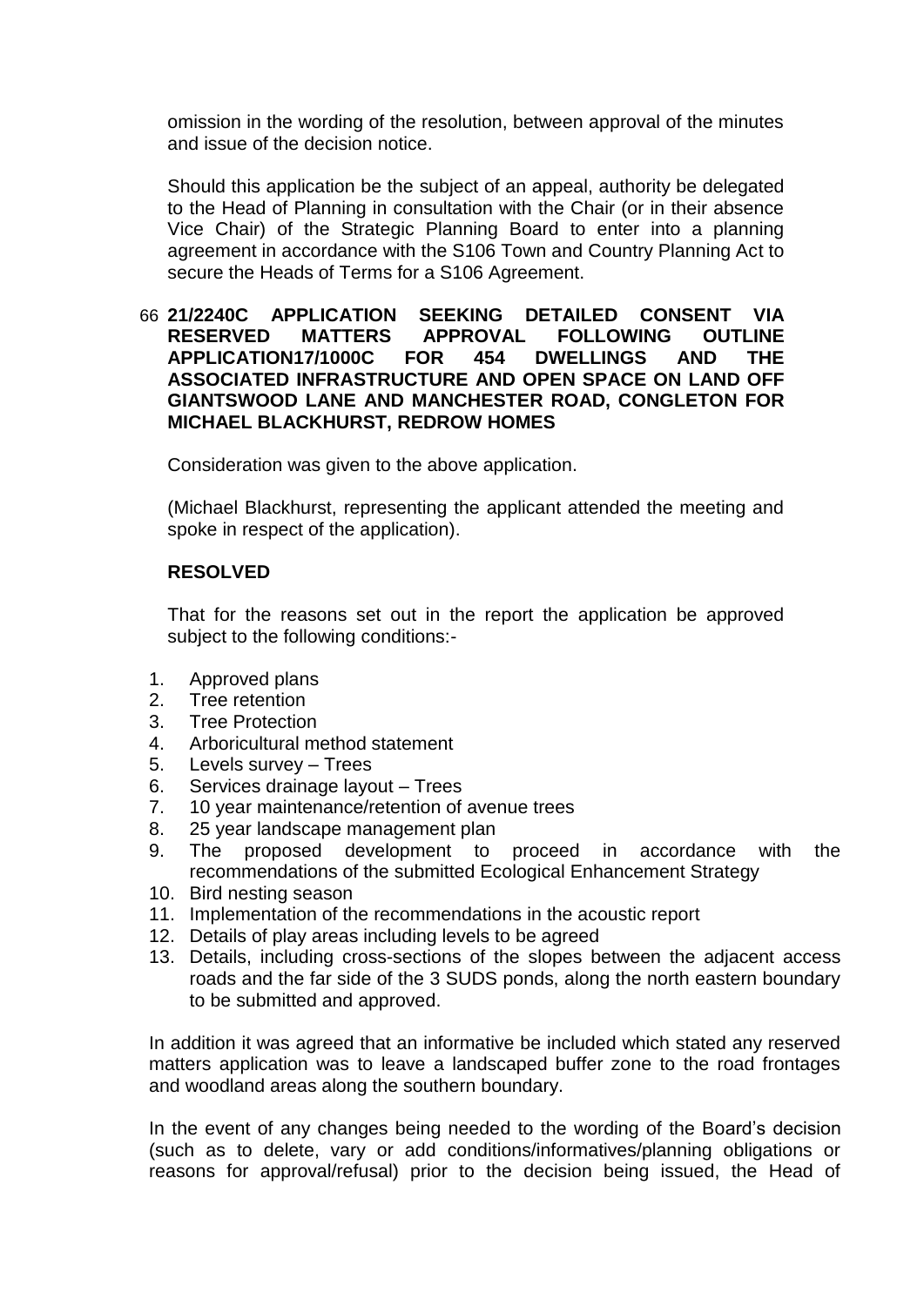omission in the wording of the resolution, between approval of the minutes and issue of the decision notice.

Should this application be the subject of an appeal, authority be delegated to the Head of Planning in consultation with the Chair (or in their absence Vice Chair) of the Strategic Planning Board to enter into a planning agreement in accordance with the S106 Town and Country Planning Act to secure the Heads of Terms for a S106 Agreement.

66 **21/2240C APPLICATION SEEKING DETAILED CONSENT VIA RESERVED MATTERS APPROVAL FOLLOWING OUTLINE APPLICATION17/1000C FOR 454 DWELLINGS AND THE ASSOCIATED INFRASTRUCTURE AND OPEN SPACE ON LAND OFF GIANTSWOOD LANE AND MANCHESTER ROAD, CONGLETON FOR MICHAEL BLACKHURST, REDROW HOMES**

Consideration was given to the above application.

(Michael Blackhurst, representing the applicant attended the meeting and spoke in respect of the application).

**RESOLVED**

That for the reasons set out in the report the application be approved subject to the following conditions:-

1. Approved plans
2. Tree retention
3. Tree Protection
4. Arboricultural method statement
5. Levels survey – Trees
6. Services drainage layout – Trees
7. 10 year maintenance/retention of avenue trees
8. 25 year landscape management plan
9. The proposed development to proceed in accordance with the recommendations of the submitted Ecological Enhancement Strategy
10. Bird nesting season
11. Implementation of the recommendations in the acoustic report
12. Details of play areas including levels to be agreed
13. Details, including cross-sections of the slopes between the adjacent access roads and the far side of the 3 SUDS ponds, along the north eastern boundary to be submitted and approved.

In addition it was agreed that an informative be included which stated any reserved matters application was to leave a landscaped buffer zone to the road frontages and woodland areas along the southern boundary.

In the event of any changes being needed to the wording of the Board's decision (such as to delete, vary or add conditions/informatives/planning obligations or reasons for approval/refusal) prior to the decision being issued, the Head of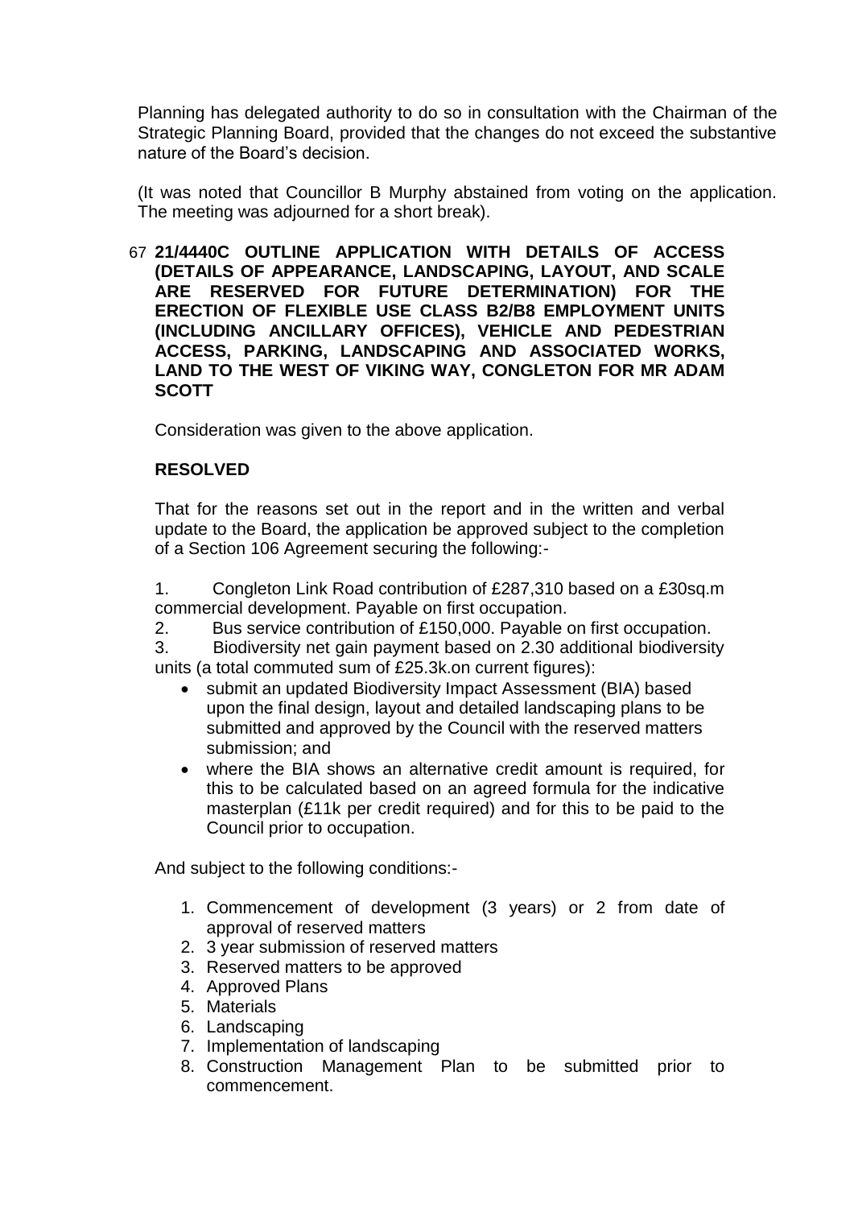Planning has delegated authority to do so in consultation with the Chairman of the Strategic Planning Board, provided that the changes do not exceed the substantive nature of the Board's decision.

(It was noted that Councillor B Murphy abstained from voting on the application. The meeting was adjourned for a short break).

67 **21/4440C OUTLINE APPLICATION WITH DETAILS OF ACCESS (DETAILS OF APPEARANCE, LANDSCAPING, LAYOUT, AND SCALE ARE RESERVED FOR FUTURE DETERMINATION) FOR THE ERECTION OF FLEXIBLE USE CLASS B2/B8 EMPLOYMENT UNITS (INCLUDING ANCILLARY OFFICES), VEHICLE AND PEDESTRIAN ACCESS, PARKING, LANDSCAPING AND ASSOCIATED WORKS, LAND TO THE WEST OF VIKING WAY, CONGLETON FOR MR ADAM SCOTT**

Consideration was given to the above application.

**RESOLVED**

That for the reasons set out in the report and in the written and verbal update to the Board, the application be approved subject to the completion of a Section 106 Agreement securing the following:-

1. Congleton Link Road contribution of £287,310 based on a £30sq.m commercial development. Payable on first occupation.
2. Bus service contribution of £150,000. Payable on first occupation.
3. Biodiversity net gain payment based on 2.30 additional biodiversity units (a total commuted sum of £25.3k.on current figures):
   - submit an updated Biodiversity Impact Assessment (BIA) based upon the final design, layout and detailed landscaping plans to be submitted and approved by the Council with the reserved matters submission; and
   - where the BIA shows an alternative credit amount is required, for this to be calculated based on an agreed formula for the indicative masterplan (£11k per credit required) and for this to be paid to the Council prior to occupation.

And subject to the following conditions:-

1. Commencement of development (3 years) or 2 from date of approval of reserved matters
2. 3 year submission of reserved matters
3. Reserved matters to be approved
4. Approved Plans
5. Materials
6. Landscaping
7. Implementation of landscaping
8. Construction Management Plan to be submitted prior to commencement.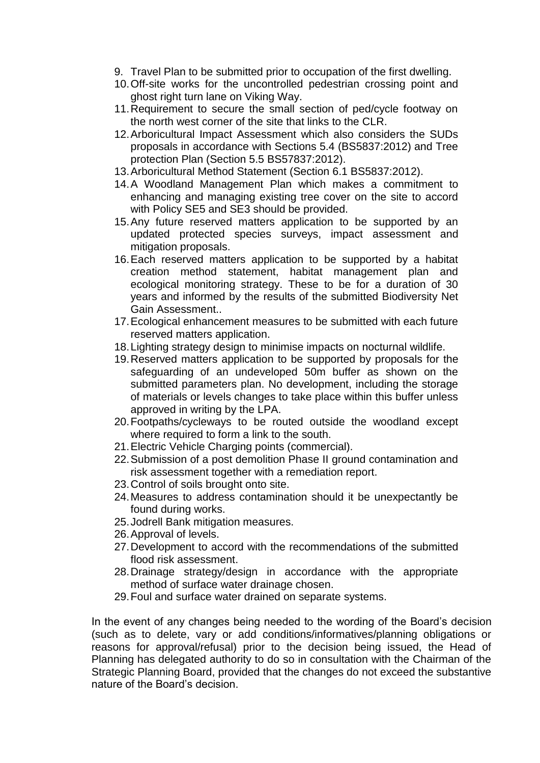9. Travel Plan to be submitted prior to occupation of the first dwelling.
10. Off-site works for the uncontrolled pedestrian crossing point and ghost right turn lane on Viking Way.
11. Requirement to secure the small section of ped/cycle footway on the north west corner of the site that links to the CLR.
12. Arboricultural Impact Assessment which also considers the SUDs proposals in accordance with Sections 5.4 (BS5837:2012) and Tree protection Plan (Section 5.5 BS57837:2012).
13. Arboricultural Method Statement (Section 6.1 BS5837:2012).
14. A Woodland Management Plan which makes a commitment to enhancing and managing existing tree cover on the site to accord with Policy SE5 and SE3 should be provided.
15. Any future reserved matters application to be supported by an updated protected species surveys, impact assessment and mitigation proposals.
16. Each reserved matters application to be supported by a habitat creation method statement, habitat management plan and ecological monitoring strategy. These to be for a duration of 30 years and informed by the results of the submitted Biodiversity Net Gain Assessment..
17. Ecological enhancement measures to be submitted with each future reserved matters application.
18. Lighting strategy design to minimise impacts on nocturnal wildlife.
19. Reserved matters application to be supported by proposals for the safeguarding of an undeveloped 50m buffer as shown on the submitted parameters plan. No development, including the storage of materials or levels changes to take place within this buffer unless approved in writing by the LPA.
20. Footpaths/cycleways to be routed outside the woodland except where required to form a link to the south.
21. Electric Vehicle Charging points (commercial).
22. Submission of a post demolition Phase II ground contamination and risk assessment together with a remediation report.
23. Control of soils brought onto site.
24. Measures to address contamination should it be unexpectantly be found during works.
25. Jodrell Bank mitigation measures.
26. Approval of levels.
27. Development to accord with the recommendations of the submitted flood risk assessment.
28. Drainage strategy/design in accordance with the appropriate method of surface water drainage chosen.
29. Foul and surface water drained on separate systems.

In the event of any changes being needed to the wording of the Board's decision (such as to delete, vary or add conditions/informatives/planning obligations or reasons for approval/refusal) prior to the decision being issued, the Head of Planning has delegated authority to do so in consultation with the Chairman of the Strategic Planning Board, provided that the changes do not exceed the substantive nature of the Board's decision.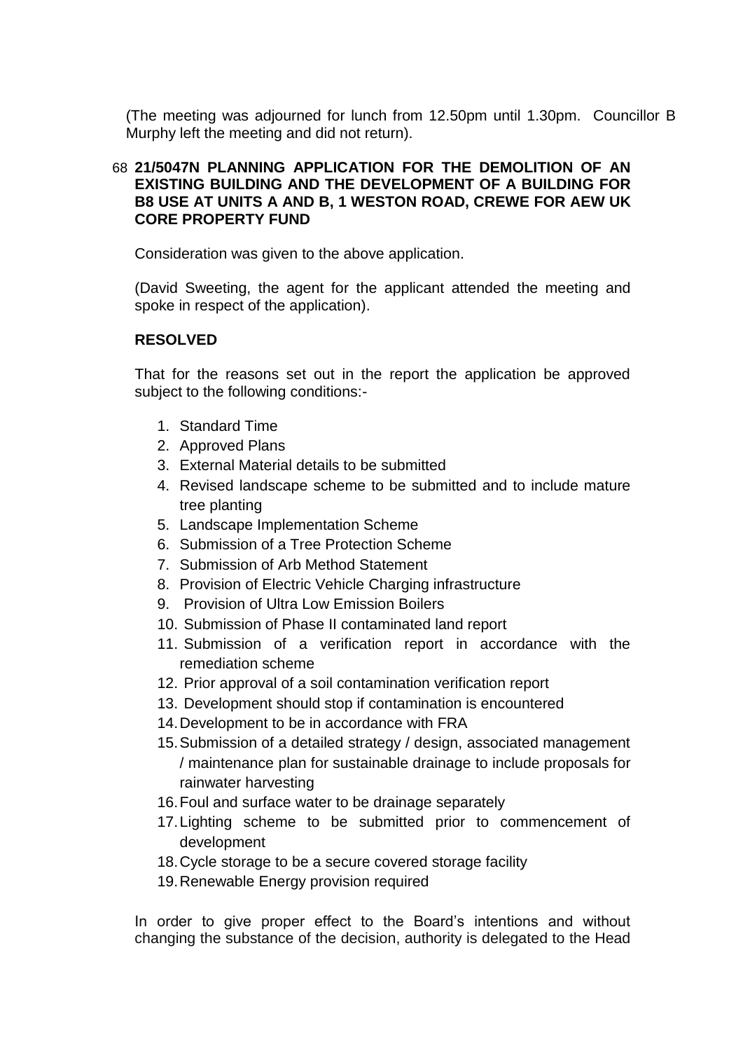(The meeting was adjourned for lunch from 12.50pm until 1.30pm. Councillor B Murphy left the meeting and did not return).

68 **21/5047N PLANNING APPLICATION FOR THE DEMOLITION OF AN EXISTING BUILDING AND THE DEVELOPMENT OF A BUILDING FOR B8 USE AT UNITS A AND B, 1 WESTON ROAD, CREWE FOR AEW UK CORE PROPERTY FUND**

Consideration was given to the above application.

(David Sweeting, the agent for the applicant attended the meeting and spoke in respect of the application).

**RESOLVED**

That for the reasons set out in the report the application be approved subject to the following conditions:-

1. Standard Time
2. Approved Plans
3. External Material details to be submitted
4. Revised landscape scheme to be submitted and to include mature tree planting
5. Landscape Implementation Scheme
6. Submission of a Tree Protection Scheme
7. Submission of Arb Method Statement
8. Provision of Electric Vehicle Charging infrastructure
9. Provision of Ultra Low Emission Boilers
10. Submission of Phase II contaminated land report
11. Submission of a verification report in accordance with the remediation scheme
12. Prior approval of a soil contamination verification report
13. Development should stop if contamination is encountered
14. Development to be in accordance with FRA
15. Submission of a detailed strategy / design, associated management / maintenance plan for sustainable drainage to include proposals for rainwater harvesting
16. Foul and surface water to be drainage separately
17. Lighting scheme to be submitted prior to commencement of development
18. Cycle storage to be a secure covered storage facility
19. Renewable Energy provision required

In order to give proper effect to the Board's intentions and without changing the substance of the decision, authority is delegated to the Head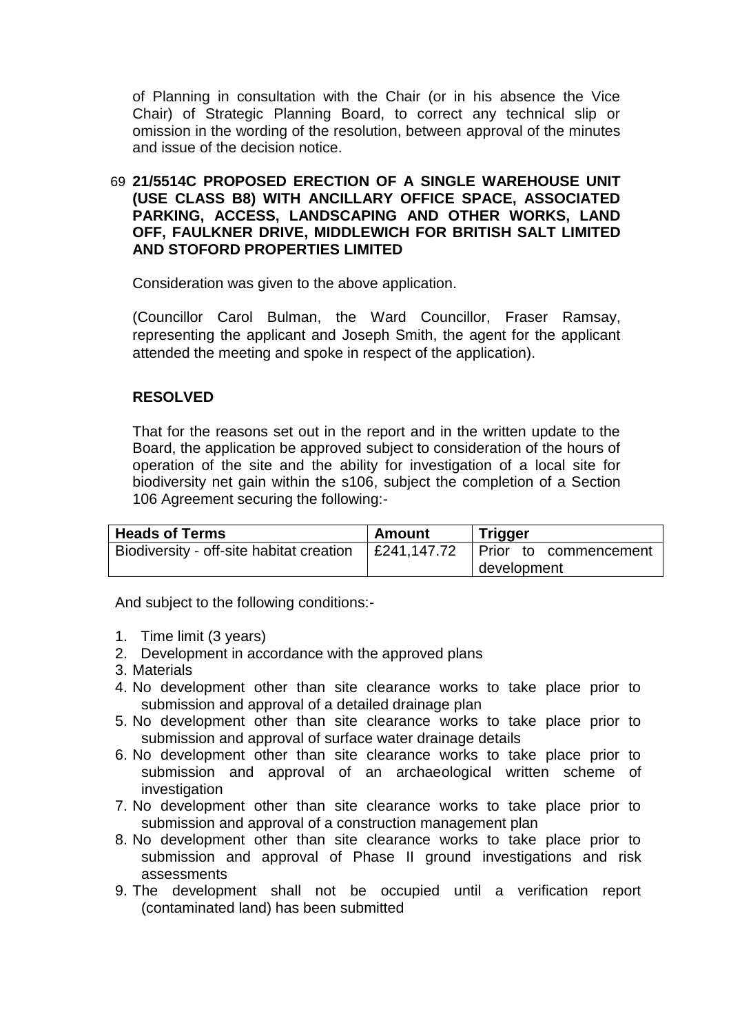of Planning in consultation with the Chair (or in his absence the Vice Chair) of Strategic Planning Board, to correct any technical slip or omission in the wording of the resolution, between approval of the minutes and issue of the decision notice.

69 **21/5514C PROPOSED ERECTION OF A SINGLE WAREHOUSE UNIT (USE CLASS B8) WITH ANCILLARY OFFICE SPACE, ASSOCIATED PARKING, ACCESS, LANDSCAPING AND OTHER WORKS, LAND OFF, FAULKNER DRIVE, MIDDLEWICH FOR BRITISH SALT LIMITED AND STOFORD PROPERTIES LIMITED**

Consideration was given to the above application.

(Councillor Carol Bulman, the Ward Councillor, Fraser Ramsay, representing the applicant and Joseph Smith, the agent for the applicant attended the meeting and spoke in respect of the application).

**RESOLVED**

That for the reasons set out in the report and in the written update to the Board, the application be approved subject to consideration of the hours of operation of the site and the ability for investigation of a local site for biodiversity net gain within the s106, subject the completion of a Section 106 Agreement securing the following:-

| Heads of Terms | Amount | Trigger |
|---|---|---|
| Biodiversity - off-site habitat creation | £241,147.72 | Prior to commencement development |

And subject to the following conditions:-

1. Time limit (3 years)
2. Development in accordance with the approved plans
3. Materials
4. No development other than site clearance works to take place prior to submission and approval of a detailed drainage plan
5. No development other than site clearance works to take place prior to submission and approval of surface water drainage details
6. No development other than site clearance works to take place prior to submission and approval of an archaeological written scheme of investigation
7. No development other than site clearance works to take place prior to submission and approval of a construction management plan
8. No development other than site clearance works to take place prior to submission and approval of Phase II ground investigations and risk assessments
9. The development shall not be occupied until a verification report (contaminated land) has been submitted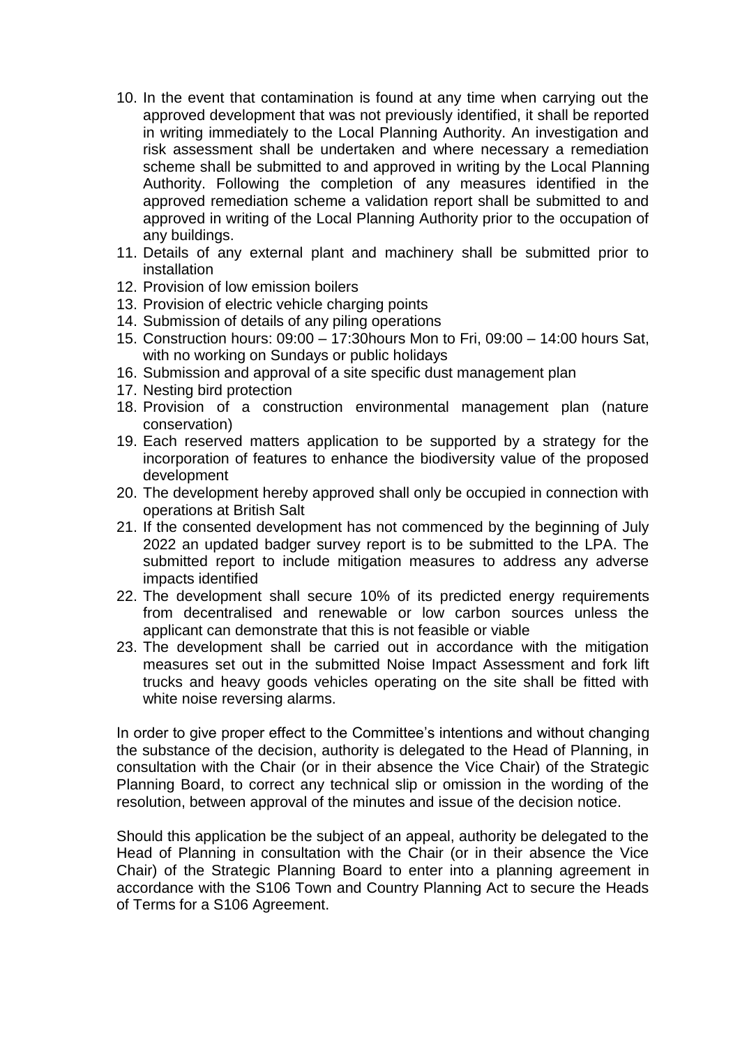10. In the event that contamination is found at any time when carrying out the approved development that was not previously identified, it shall be reported in writing immediately to the Local Planning Authority. An investigation and risk assessment shall be undertaken and where necessary a remediation scheme shall be submitted to and approved in writing by the Local Planning Authority. Following the completion of any measures identified in the approved remediation scheme a validation report shall be submitted to and approved in writing of the Local Planning Authority prior to the occupation of any buildings.
11. Details of any external plant and machinery shall be submitted prior to installation
12. Provision of low emission boilers
13. Provision of electric vehicle charging points
14. Submission of details of any piling operations
15. Construction hours: 09:00 – 17:30hours Mon to Fri, 09:00 – 14:00 hours Sat, with no working on Sundays or public holidays
16. Submission and approval of a site specific dust management plan
17. Nesting bird protection
18. Provision of a construction environmental management plan (nature conservation)
19. Each reserved matters application to be supported by a strategy for the incorporation of features to enhance the biodiversity value of the proposed development
20. The development hereby approved shall only be occupied in connection with operations at British Salt
21. If the consented development has not commenced by the beginning of July 2022 an updated badger survey report is to be submitted to the LPA. The submitted report to include mitigation measures to address any adverse impacts identified
22. The development shall secure 10% of its predicted energy requirements from decentralised and renewable or low carbon sources unless the applicant can demonstrate that this is not feasible or viable
23. The development shall be carried out in accordance with the mitigation measures set out in the submitted Noise Impact Assessment and fork lift trucks and heavy goods vehicles operating on the site shall be fitted with white noise reversing alarms.

In order to give proper effect to the Committee's intentions and without changing the substance of the decision, authority is delegated to the Head of Planning, in consultation with the Chair (or in their absence the Vice Chair) of the Strategic Planning Board, to correct any technical slip or omission in the wording of the resolution, between approval of the minutes and issue of the decision notice.

Should this application be the subject of an appeal, authority be delegated to the Head of Planning in consultation with the Chair (or in their absence the Vice Chair) of the Strategic Planning Board to enter into a planning agreement in accordance with the S106 Town and Country Planning Act to secure the Heads of Terms for a S106 Agreement.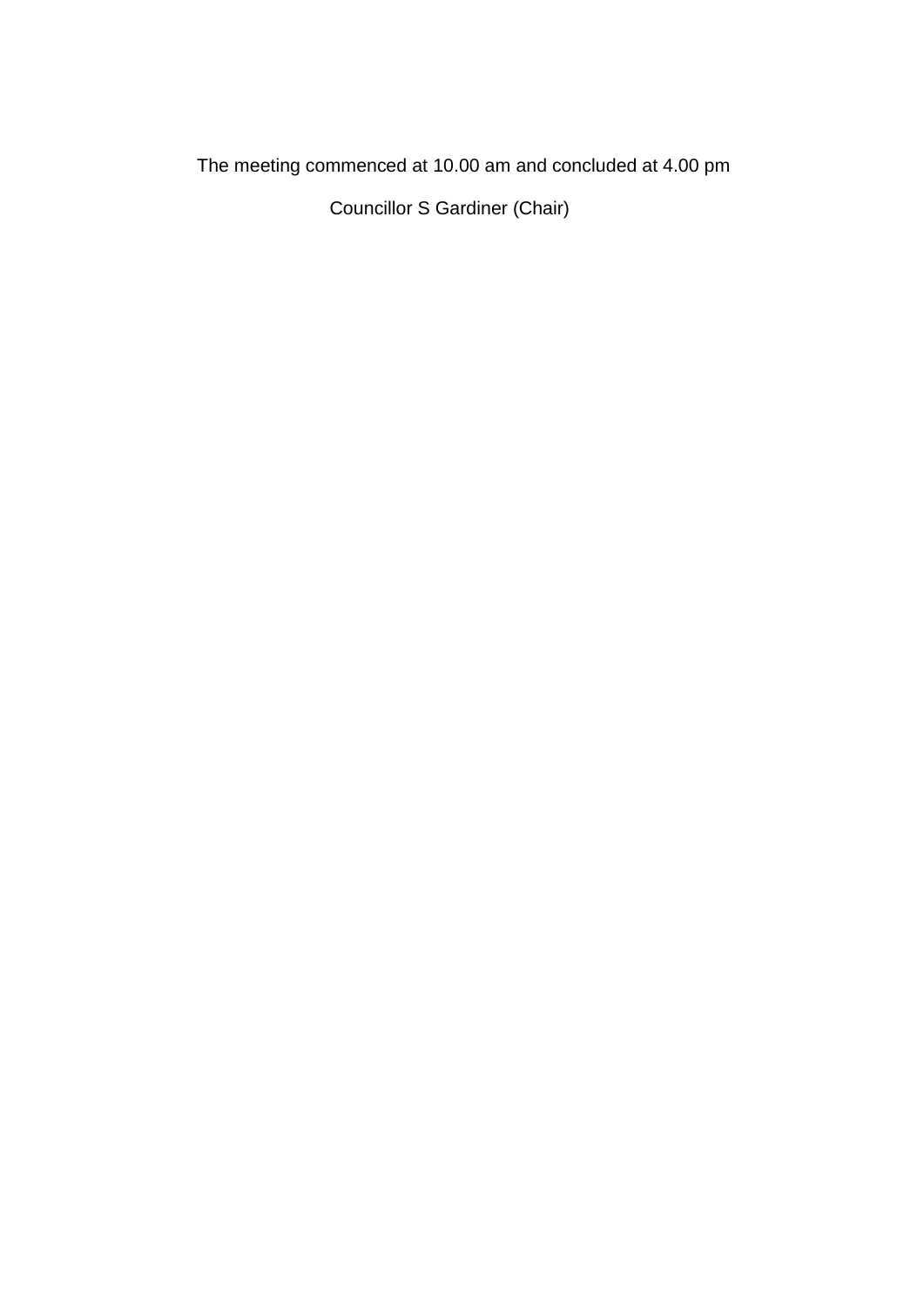The meeting commenced at 10.00 am and concluded at 4.00 pm

Councillor S Gardiner (Chair)